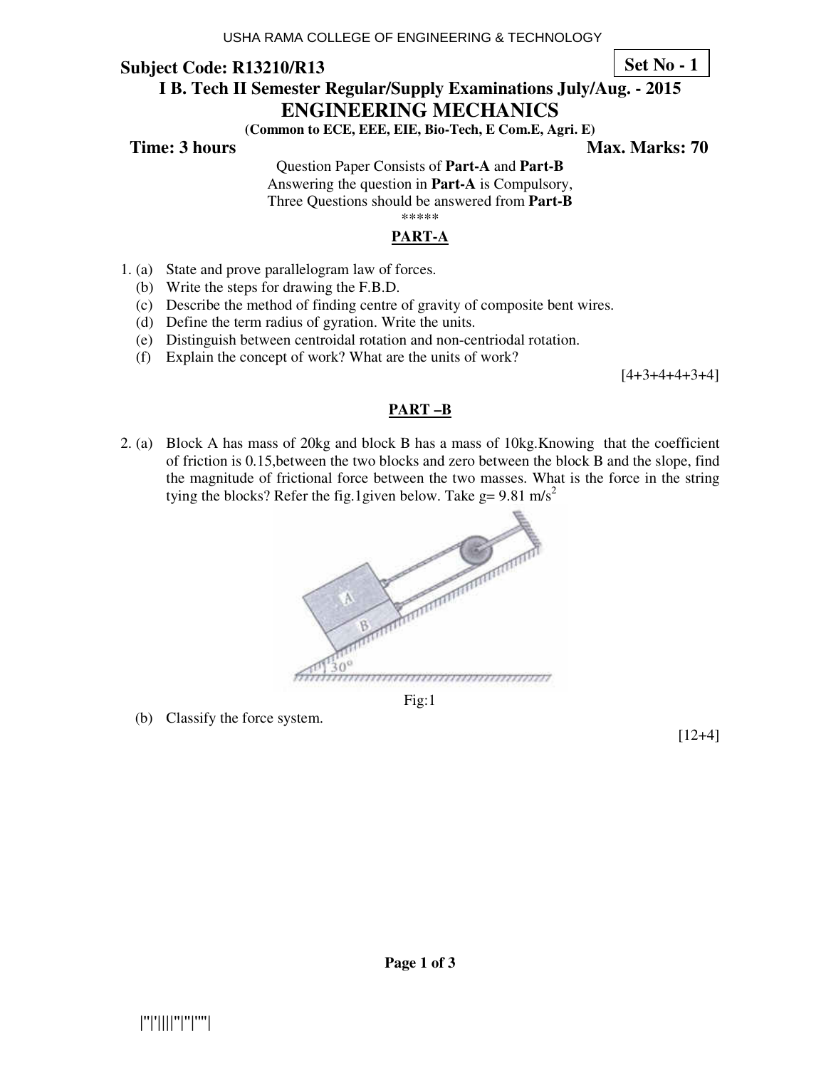USHA RAMA COLLEGE OF ENGINEERING & TECHNOLOGY

**Subject Code: R13210/R13** **Set No - 1**

## I B. Tech II Semester Regular/Supply Examinations July/Aug. - 2015

# ENGINEERING MECHANICS

**(Common to ECE, EEE, EIE, Bio-Tech, E Com.E, Agri. E)**

**Time: 3 hours** **Max. Marks: 70**

Question Paper Consists of **Part-A** and **Part-B**
Answering the question in **Part-A** is Compulsory,
Three Questions should be answered from **Part-B**
*****

## PART-A

1. (a) State and prove parallelogram law of forces.
   (b) Write the steps for drawing the F.B.D.
   (c) Describe the method of finding centre of gravity of composite bent wires.
   (d) Define the term radius of gyration. Write the units.
   (e) Distinguish between centroidal rotation and non-centriodal rotation.
   (f) Explain the concept of work? What are the units of work?

[4+3+4+4+3+4]

## PART –B

2. (a) Block A has mass of 20kg and block B has a mass of 10kg.Knowing that the coefficient of friction is 0.15,between the two blocks and zero between the block B and the slope, find the magnitude of frictional force between the two masses. What is the force in the string tying the blocks? Refer the fig.1given below. Take g= 9.81 $m/s^2$

Fig:1

   (b) Classify the force system.

[12+4]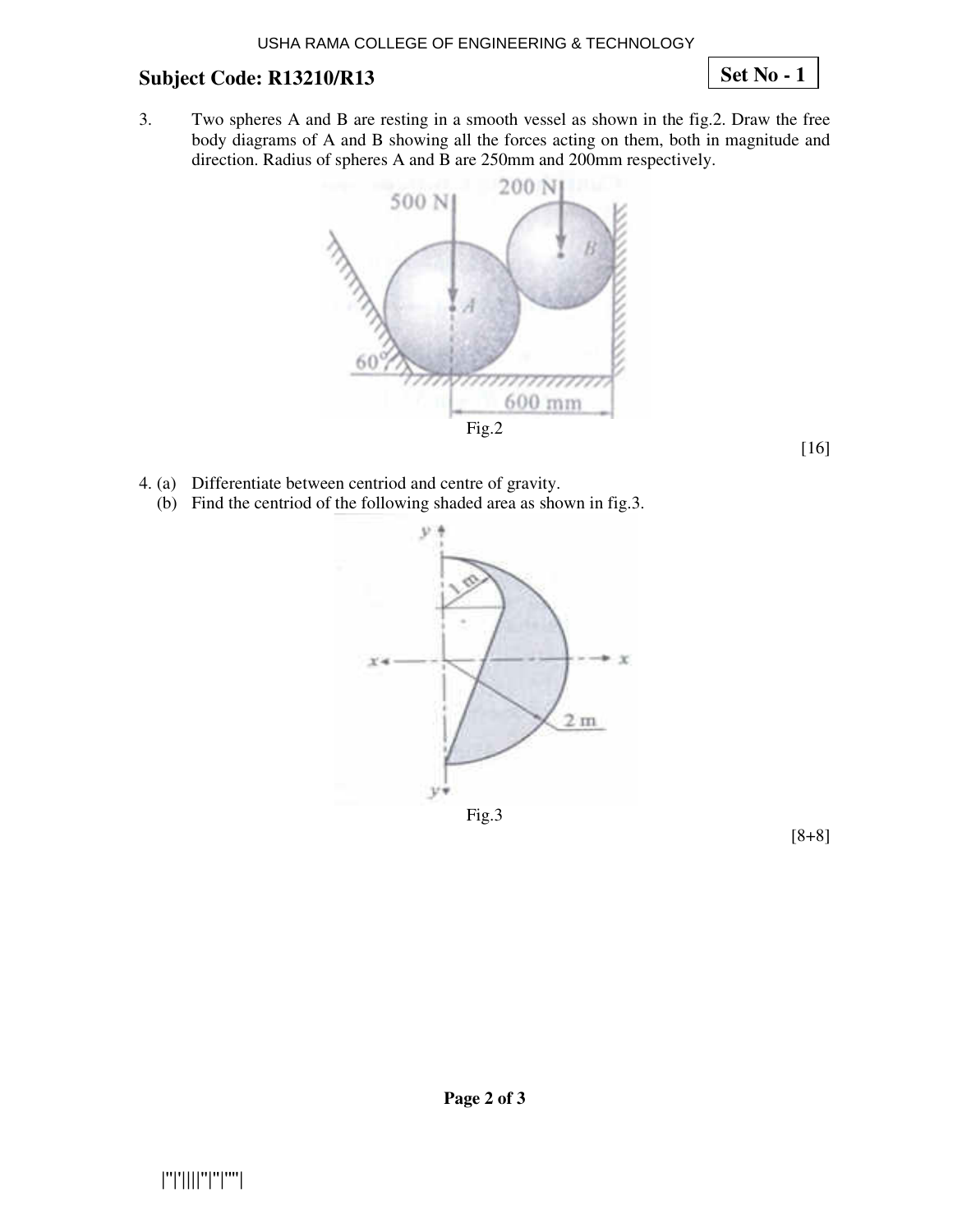**Subject Code: R13210/R13**

**Set No - 1**

3. Two spheres A and B are resting in a smooth vessel as shown in the fig.2. Draw the free body diagrams of A and B showing all the forces acting on them, both in magnitude and direction. Radius of spheres A and B are 250mm and 200mm respectively.

Fig.2

[16]

4. (a) Differentiate between centriod and centre of gravity.
   (b) Find the centriod of the following shaded area as shown in fig.3.

Fig.3

[8+8]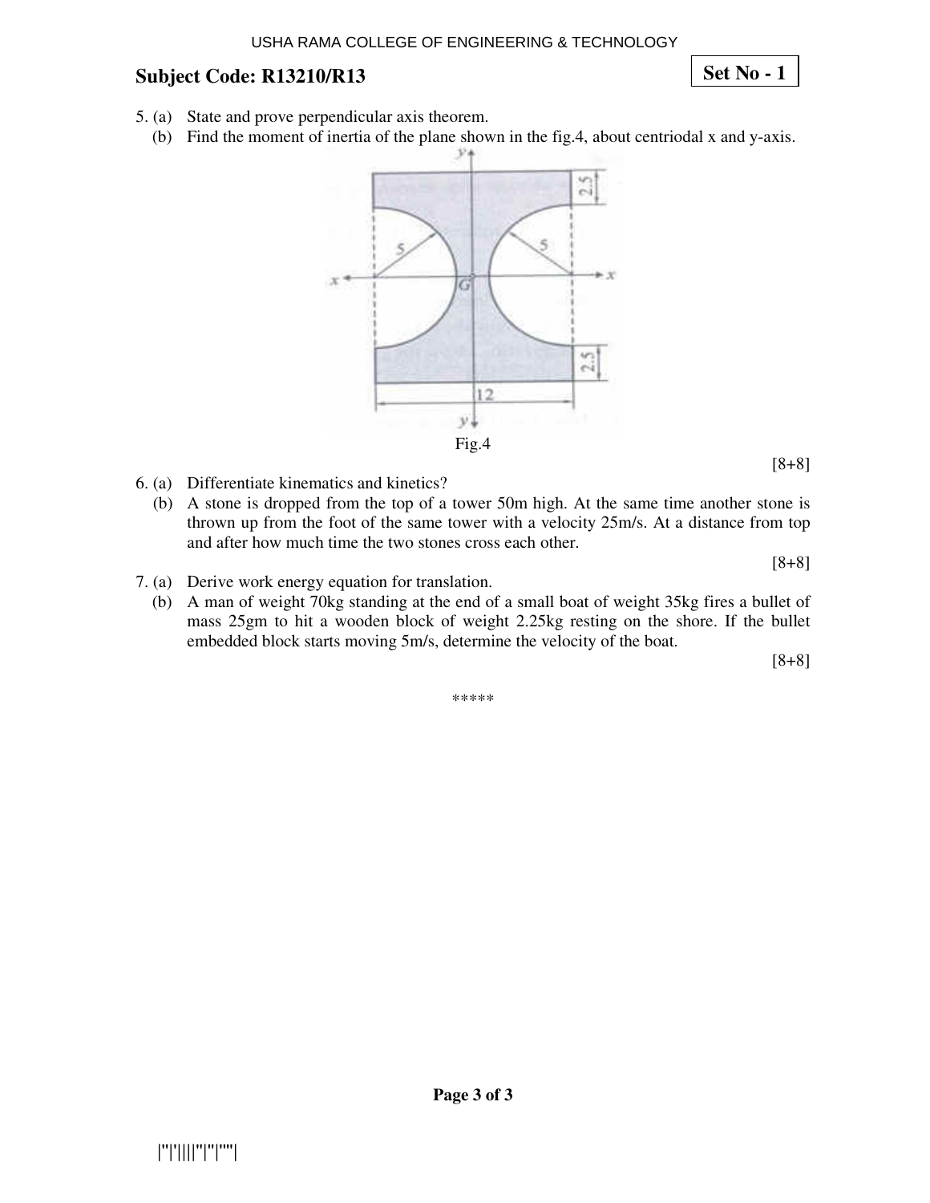**Subject Code: R13210/R13** **Set No - 1**

5. (a) State and prove perpendicular axis theorem.
   (b) Find the moment of inertia of the plane shown in the fig.4, about centriodal x and y-axis.

Fig.4

[8+8]

6. (a) Differentiate kinematics and kinetics?
   (b) A stone is dropped from the top of a tower 50m high. At the same time another stone is thrown up from the foot of the same tower with a velocity 25m/s. At a distance from top and after how much time the two stones cross each other.

[8+8]

7. (a) Derive work energy equation for translation.
   (b) A man of weight 70kg standing at the end of a small boat of weight 35kg fires a bullet of mass 25gm to hit a wooden block of weight 2.25kg resting on the shore. If the bullet embedded block starts moving 5m/s, determine the velocity of the boat.

[8+8]

*****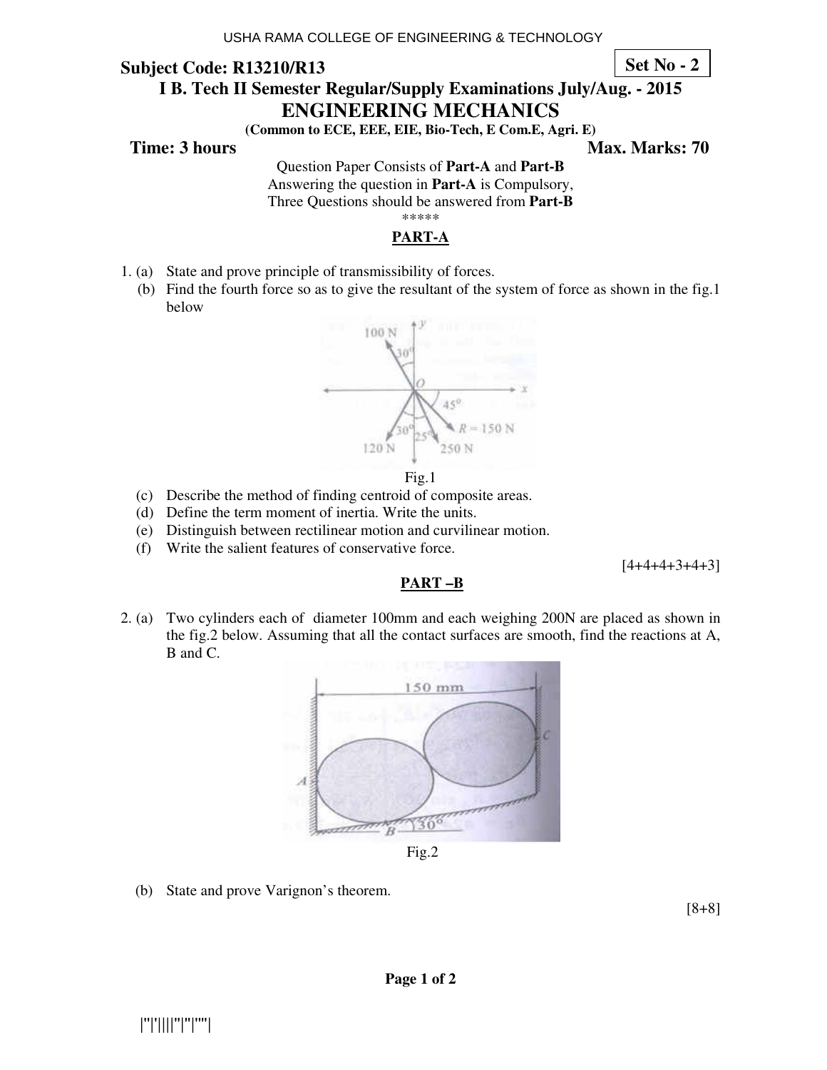USHA RAMA COLLEGE OF ENGINEERING & TECHNOLOGY

**Subject Code: R13210/R13** **Set No - 2**

**I B. Tech II Semester Regular/Supply Examinations July/Aug. - 2015**

# ENGINEERING MECHANICS

**(Common to ECE, EEE, EIE, Bio-Tech, E Com.E, Agri. E)**

**Time: 3 hours** **Max. Marks: 70**

Question Paper Consists of **Part-A** and **Part-B**
Answering the question in **Part-A** is Compulsory,
Three Questions should be answered from **Part-B**

\*\*\*\*\*

## PART-A

1. (a) State and prove principle of transmissibility of forces.
   (b) Find the fourth force so as to give the resultant of the system of force as shown in the fig.1 below

   Fig.1

   (c) Describe the method of finding centroid of composite areas.
   (d) Define the term moment of inertia. Write the units.
   (e) Distinguish between rectilinear motion and curvilinear motion.
   (f) Write the salient features of conservative force.

[4+4+4+3+4+3]

## PART –B

2. (a) Two cylinders each of diameter 100mm and each weighing 200N are placed as shown in the fig.2 below. Assuming that all the contact surfaces are smooth, find the reactions at A, B and C.

   Fig.2

   (b) State and prove Varignon's theorem.

[8+8]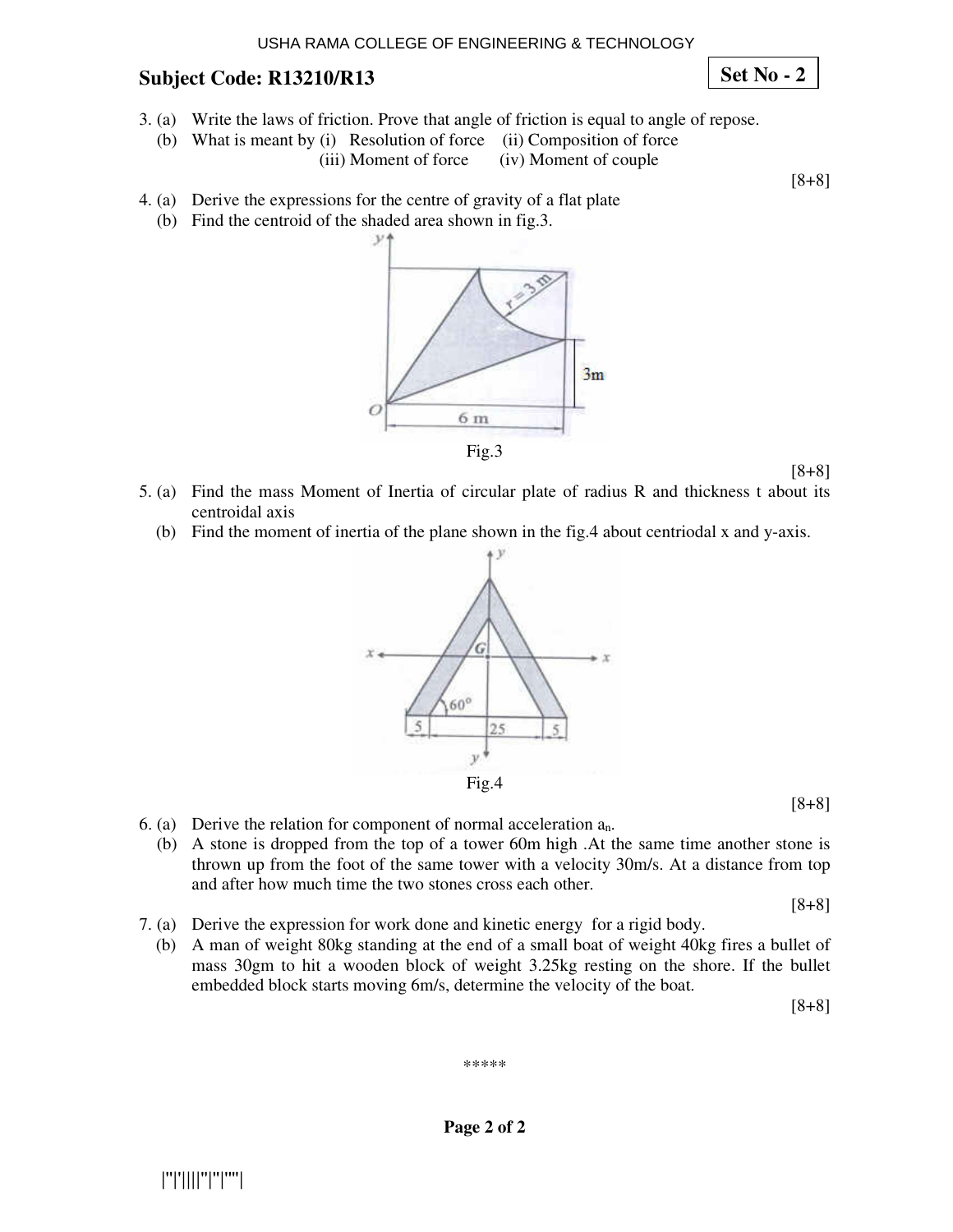USHA RAMA COLLEGE OF ENGINEERING & TECHNOLOGY

**Subject Code: R13210/R13** **Set No - 2**

3. (a) Write the laws of friction. Prove that angle of friction is equal to angle of repose.
   (b) What is meant by (i) Resolution of force (ii) Composition of force (iii) Moment of force (iv) Moment of couple

[8+8]

4. (a) Derive the expressions for the centre of gravity of a flat plate
   (b) Find the centroid of the shaded area shown in fig.3.

Fig.3

[8+8]

5. (a) Find the mass Moment of Inertia of circular plate of radius R and thickness t about its centroidal axis
   (b) Find the moment of inertia of the plane shown in the fig.4 about centriodal x and y-axis.

Fig.4

[8+8]

6. (a) Derive the relation for component of normal acceleration $a_n$.
   (b) A stone is dropped from the top of a tower 60m high .At the same time another stone is thrown up from the foot of the same tower with a velocity 30m/s. At a distance from top and after how much time the two stones cross each other.

[8+8]

7. (a) Derive the expression for work done and kinetic energy for a rigid body.
   (b) A man of weight 80kg standing at the end of a small boat of weight 40kg fires a bullet of mass 30gm to hit a wooden block of weight 3.25kg resting on the shore. If the bullet embedded block starts moving 6m/s, determine the velocity of the boat.

[8+8]

*****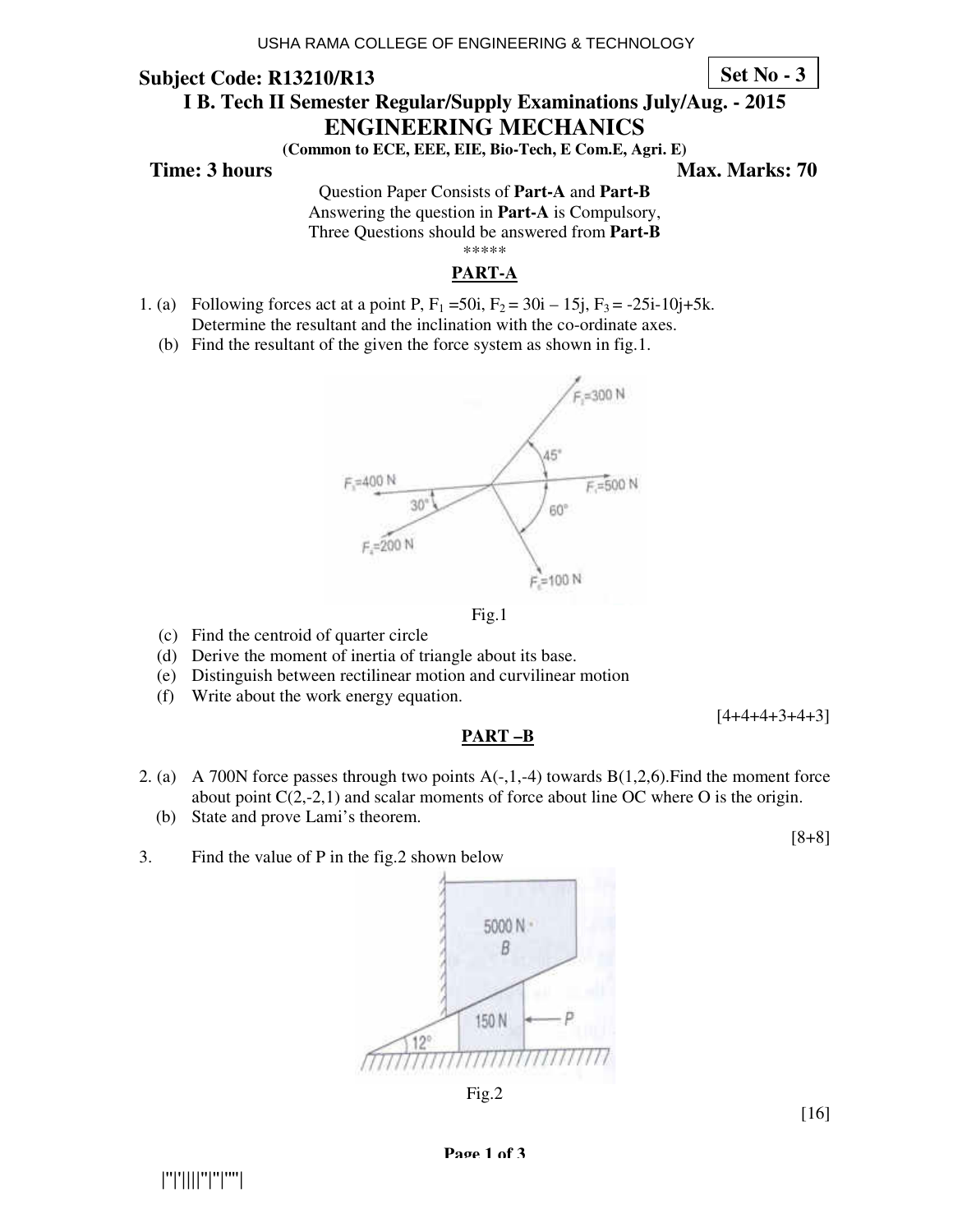USHA RAMA COLLEGE OF ENGINEERING & TECHNOLOGY

**Subject Code: R13210/R13** **Set No - 3**

## I B. Tech II Semester Regular/Supply Examinations July/Aug. - 2015

# ENGINEERING MECHANICS

**(Common to ECE, EEE, EIE, Bio-Tech, E Com.E, Agri. E)**

**Time: 3 hours** **Max. Marks: 70**

Question Paper Consists of **Part-A** and **Part-B**
Answering the question in **Part-A** is Compulsory,
Three Questions should be answered from **Part-B**

\*\*\*\*\*

## PART-A

1. (a) Following forces act at a point P, $F_1 = 50i$, $F_2 = 30i - 15j$, $F_3 = -25i - 10j + 5k$. Determine the resultant and the inclination with the co-ordinate axes.

   (b) Find the resultant of the given the force system as shown in fig.1.

   Fig.1

   (c) Find the centroid of quarter circle

   (d) Derive the moment of inertia of triangle about its base.

   (e) Distinguish between rectilinear motion and curvilinear motion

   (f) Write about the work energy equation.

[4+4+4+3+4+3]

## PART –B

2. (a) A 700N force passes through two points A(-,1,-4) towards B(1,2,6). Find the moment force about point C(2,-2,1) and scalar moments of force about line OC where O is the origin.

   (b) State and prove Lami's theorem.

[8+8]

3. Find the value of P in the fig.2 shown below

   Fig.2

[16]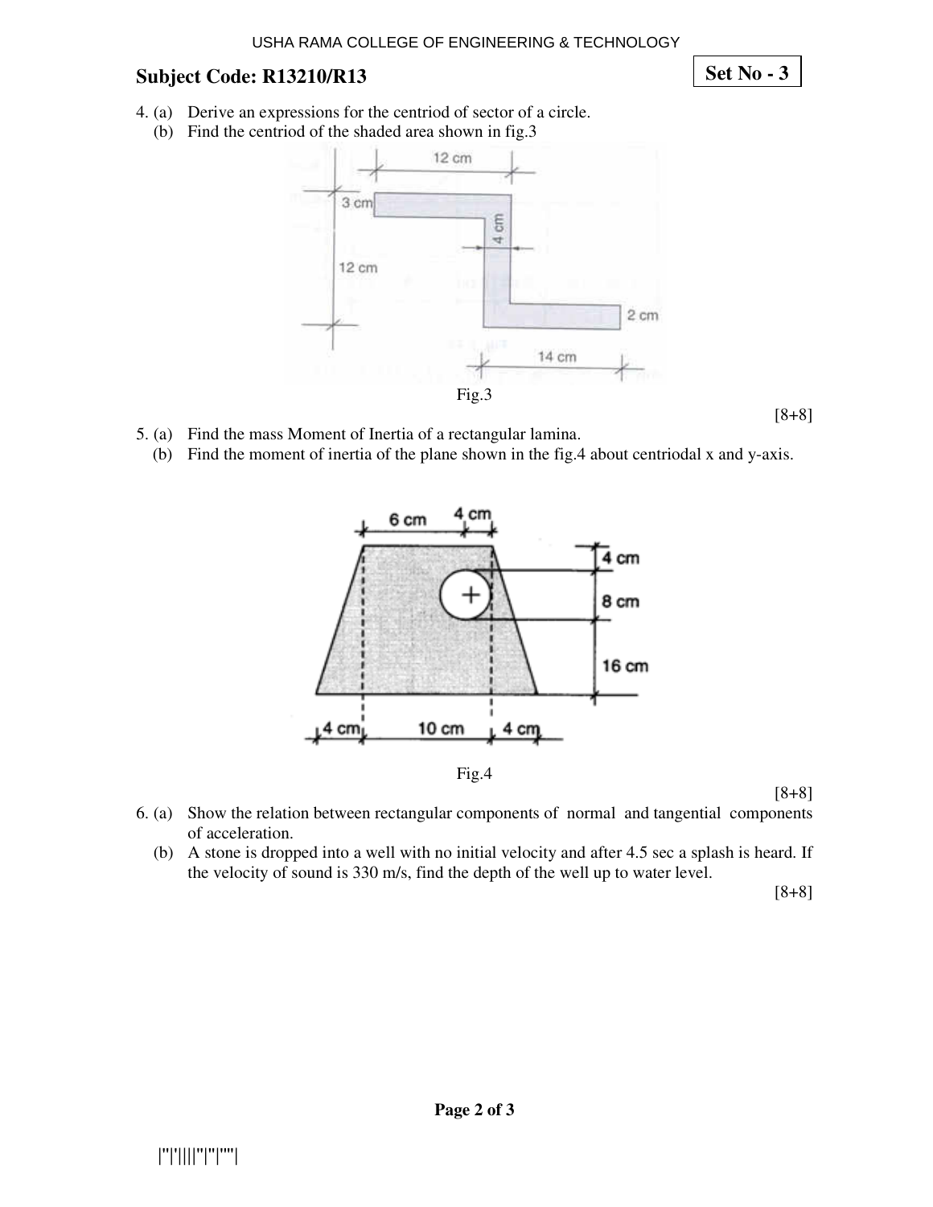**Subject Code: R13210/R13**

**Set No - 3**

4. (a) Derive an expressions for the centriod of sector of a circle.
   (b) Find the centriod of the shaded area shown in fig.3

Fig.3

[8+8]

5. (a) Find the mass Moment of Inertia of a rectangular lamina.
   (b) Find the moment of inertia of the plane shown in the fig.4 about centriodal x and y-axis.

Fig.4

[8+8]

6. (a) Show the relation between rectangular components of normal and tangential components of acceleration.
   (b) A stone is dropped into a well with no initial velocity and after 4.5 sec a splash is heard. If the velocity of sound is 330 m/s, find the depth of the well up to water level.

[8+8]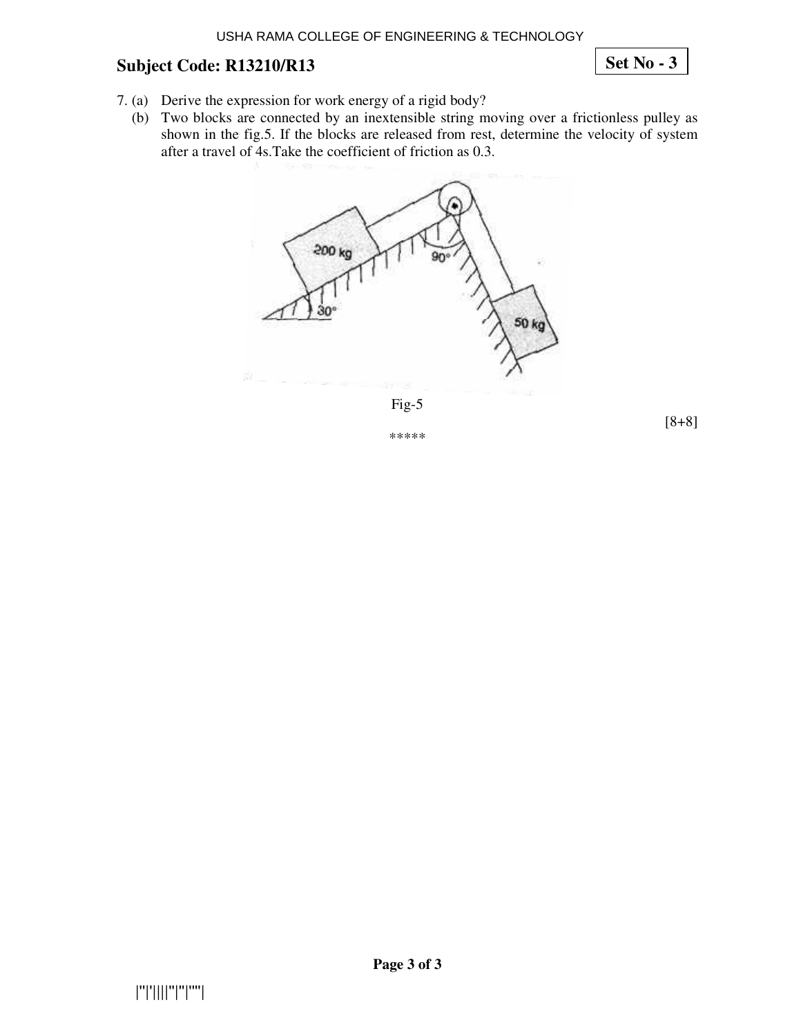**Subject Code: R13210/R13** **Set No - 3**

7. (a) Derive the expression for work energy of a rigid body?

   (b) Two blocks are connected by an inextensible string moving over a frictionless pulley as shown in the fig.5. If the blocks are released from rest, determine the velocity of system after a travel of 4s.Take the coefficient of friction as 0.3.

Fig-5

[8+8]

\*\*\*\*\*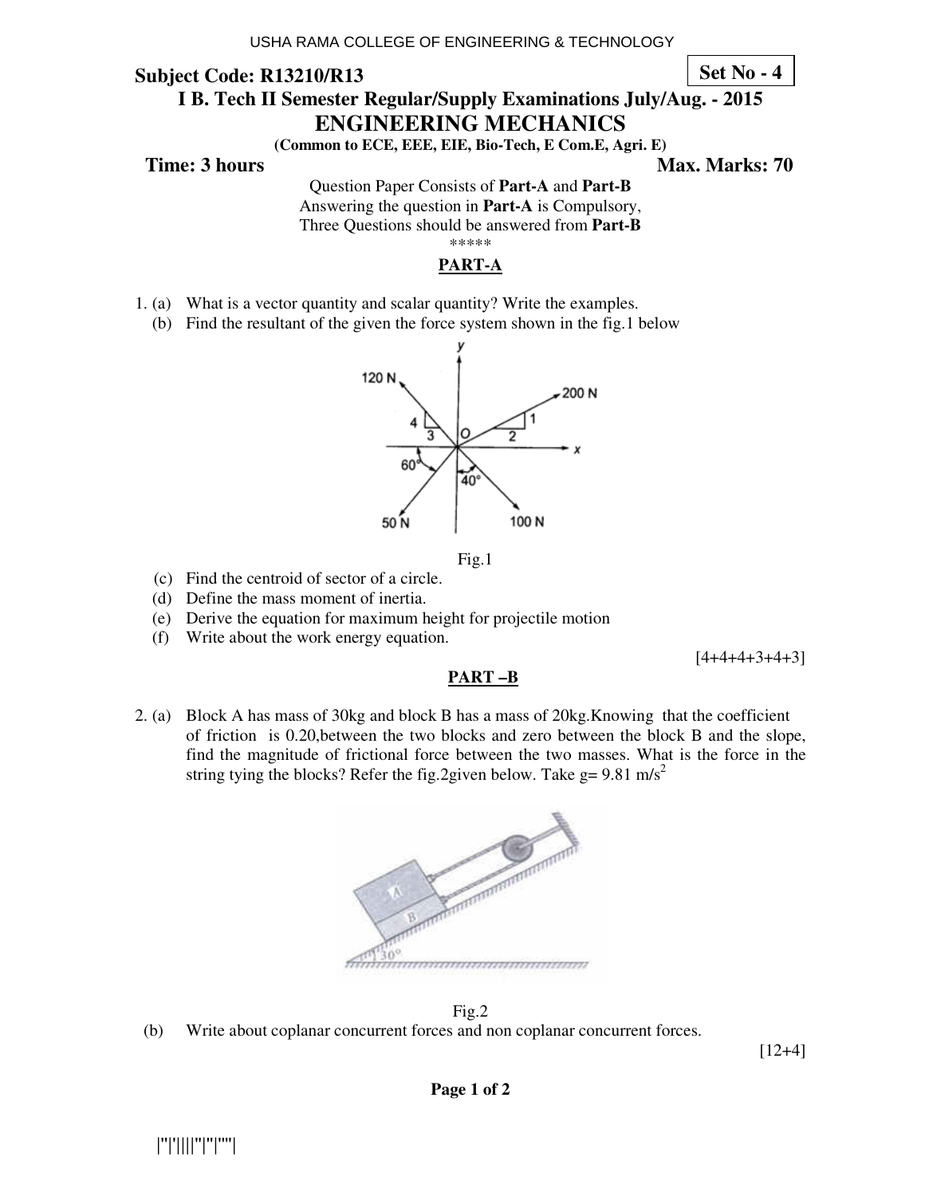USHA RAMA COLLEGE OF ENGINEERING & TECHNOLOGY

**Subject Code: R13210/R13** **Set No - 4**

## I B. Tech II Semester Regular/Supply Examinations July/Aug. - 2015

# ENGINEERING MECHANICS

**(Common to ECE, EEE, EIE, Bio-Tech, E Com.E, Agri. E)**

**Time: 3 hours** **Max. Marks: 70**

Question Paper Consists of **Part-A** and **Part-B**
Answering the question in **Part-A** is Compulsory,
Three Questions should be answered from **Part-B**

*****

## PART-A

1. (a) What is a vector quantity and scalar quantity? Write the examples.
   (b) Find the resultant of the given the force system shown in the fig.1 below

Fig.1

   (c) Find the centroid of sector of a circle.
   (d) Define the mass moment of inertia.
   (e) Derive the equation for maximum height for projectile motion
   (f) Write about the work energy equation.

[4+4+4+3+4+3]

## PART –B

2. (a) Block A has mass of 30kg and block B has a mass of 20kg.Knowing that the coefficient of friction is 0.20,between the two blocks and zero between the block B and the slope, find the magnitude of frictional force between the two masses. What is the force in the string tying the blocks? Refer the fig.2given below. Take g= 9.81 m/s$^2$

Fig.2

   (b) Write about coplanar concurrent forces and non coplanar concurrent forces.

[12+4]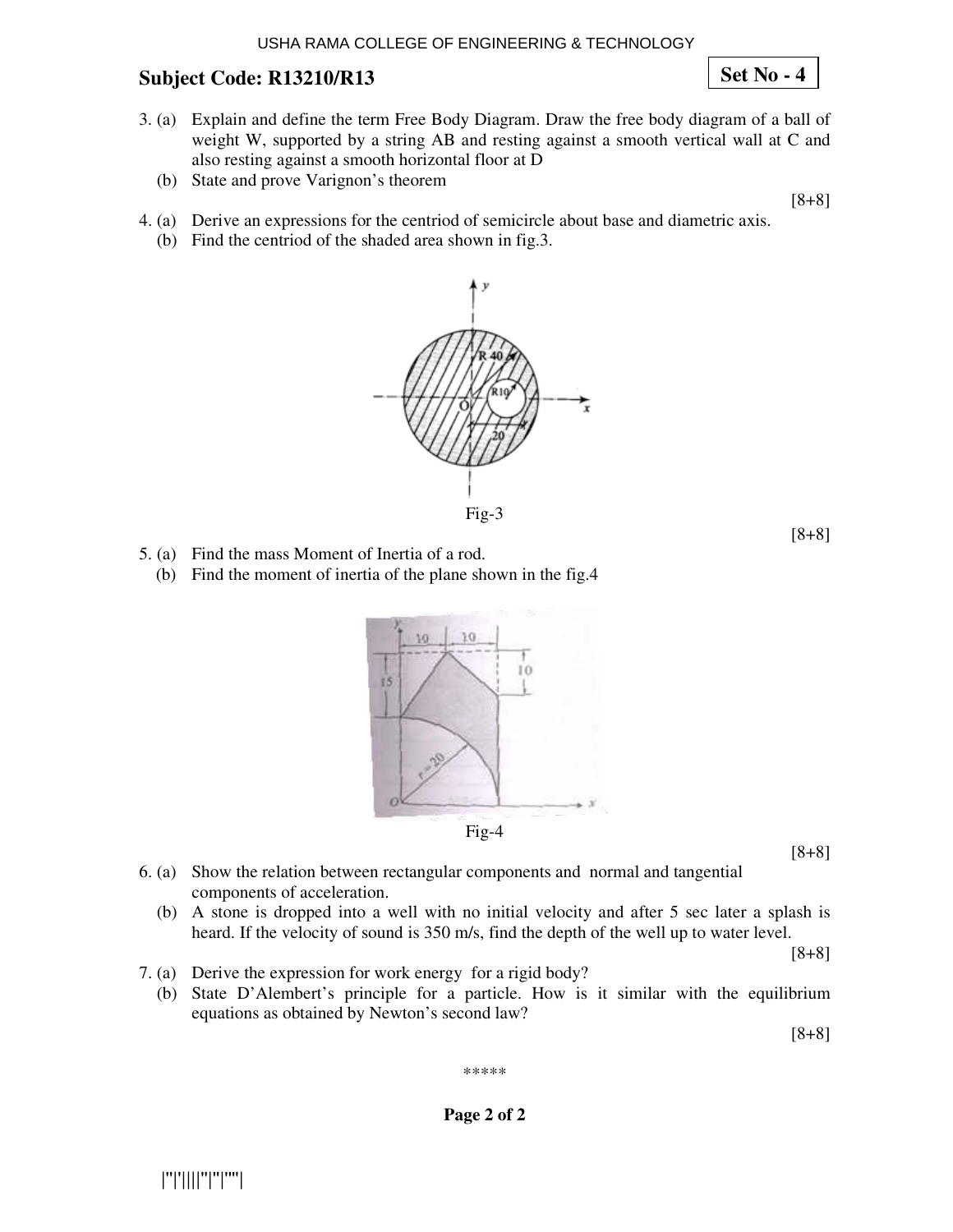**Subject Code: R13210/R13**

**Set No - 4**

3. (a) Explain and define the term Free Body Diagram. Draw the free body diagram of a ball of weight W, supported by a string AB and resting against a smooth vertical wall at C and also resting against a smooth horizontal floor at D

   (b) State and prove Varignon's theorem

[8+8]

4. (a) Derive an expressions for the centriod of semicircle about base and diametric axis.

   (b) Find the centriod of the shaded area shown in fig.3.

Fig-3

[8+8]

5. (a) Find the mass Moment of Inertia of a rod.

   (b) Find the moment of inertia of the plane shown in the fig.4

Fig-4

[8+8]

6. (a) Show the relation between rectangular components and normal and tangential components of acceleration.

   (b) A stone is dropped into a well with no initial velocity and after 5 sec later a splash is heard. If the velocity of sound is 350 m/s, find the depth of the well up to water level.

[8+8]

7. (a) Derive the expression for work energy for a rigid body?

   (b) State D'Alembert's principle for a particle. How is it similar with the equilibrium equations as obtained by Newton's second law?

[8+8]

*****